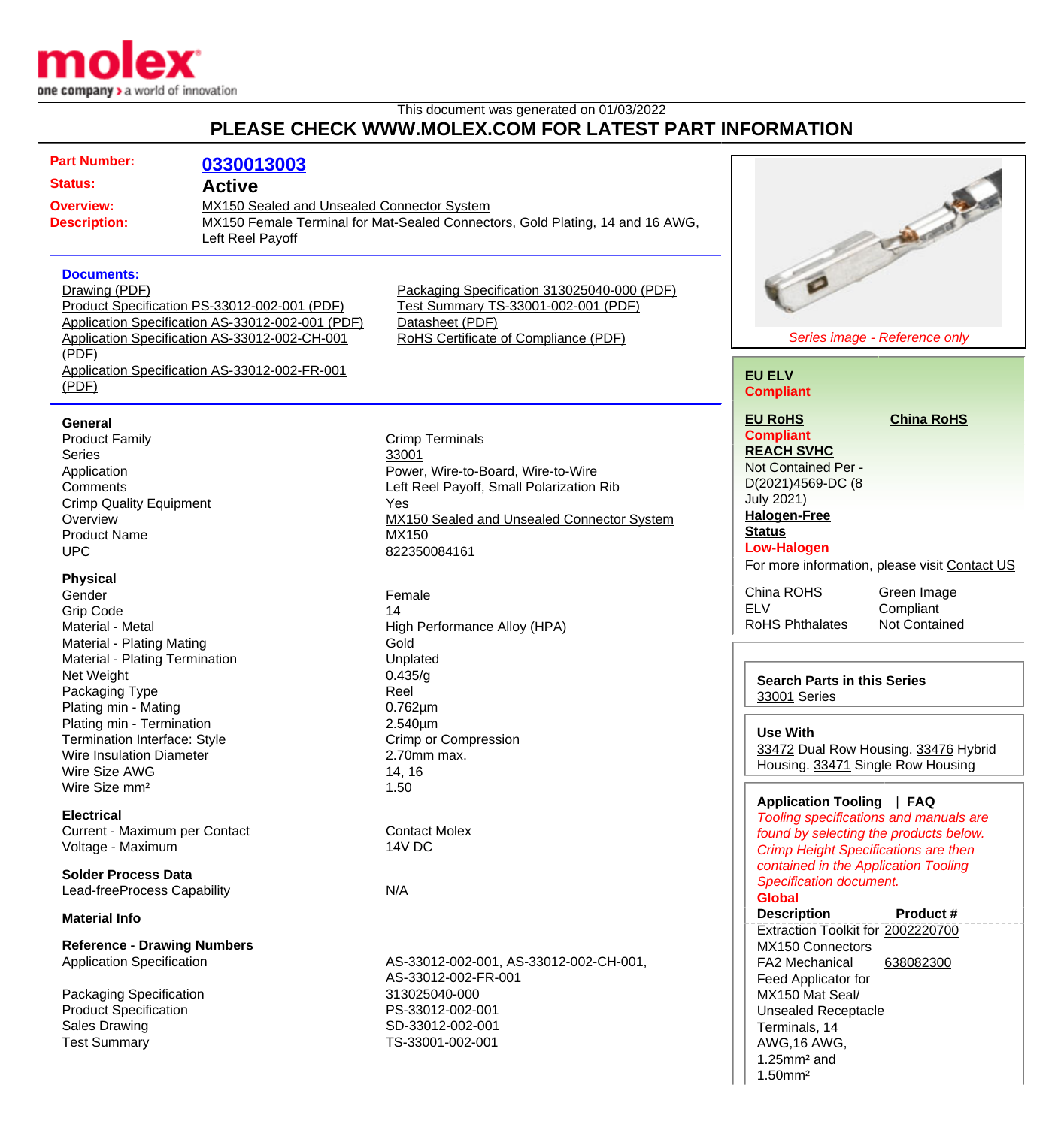This document was generated on 01/03/2022

# PLEASE CHECK WWW.MOLEX.COM FOR LATEST PART INFORMATION

| | |
|---|---|
| **Part Number:** | **0330013003** |
| **Status:** | **Active** |
| **Overview:** | MX150 Sealed and Unsealed Connector System |
| **Description:** | MX150 Female Terminal for Mat-Sealed Connectors, Gold Plating, 14 and 16 AWG, Left Reel Payoff |

### Documents:

- Drawing (PDF)
- Product Specification PS-33012-002-001 (PDF)
- Application Specification AS-33012-002-001 (PDF)
- Application Specification AS-33012-002-CH-001 (PDF)
- Application Specification AS-33012-002-FR-001 (PDF)
- Packaging Specification 313025040-000 (PDF)
- Test Summary TS-33001-002-001 (PDF)
- Datasheet (PDF)
- RoHS Certificate of Compliance (PDF)

*Series image - Reference only*

### General

| | |
|---|---|
| Product Family | Crimp Terminals |
| Series | 33001 |
| Application | Power, Wire-to-Board, Wire-to-Wire |
| Comments | Left Reel Payoff, Small Polarization Rib |
| Crimp Quality Equipment | Yes |
| Overview | MX150 Sealed and Unsealed Connector System |
| Product Name | MX150 |
| UPC | 822350084161 |

### Physical

| | |
|---|---|
| Gender | Female |
| Grip Code | 14 |
| Material - Metal | High Performance Alloy (HPA) |
| Material - Plating Mating | Gold |
| Material - Plating Termination | Unplated |
| Net Weight | 0.435/g |
| Packaging Type | Reel |
| Plating min - Mating | 0.762µm |
| Plating min - Termination | 2.540µm |
| Termination Interface: Style | Crimp or Compression |
| Wire Insulation Diameter | 2.70mm max. |
| Wire Size AWG | 14, 16 |
| Wire Size mm² | 1.50 |

### Electrical

| | |
|---|---|
| Current - Maximum per Contact | Contact Molex |
| Voltage - Maximum | 14V DC |

### Solder Process Data

| | |
|---|---|
| Lead-freeProcess Capability | N/A |

### Material Info

### Reference - Drawing Numbers

| | |
|---|---|
| Application Specification | AS-33012-002-001, AS-33012-002-CH-001, AS-33012-002-FR-001 |
| Packaging Specification | 313025040-000 |
| Product Specification | PS-33012-002-001 |
| Sales Drawing | SD-33012-002-001 |
| Test Summary | TS-33001-002-001 |

**EU ELV**
**Compliant**

**EU RoHS**
**Compliant**

**China RoHS**

**REACH SVHC**
Not Contained Per - D(2021)4569-DC (8 July 2021)

**Halogen-Free Status**
**Low-Halogen**

For more information, please visit Contact US

| | |
|---|---|
| China ROHS | Green Image |
| ELV | Compliant |
| RoHS Phthalates | Not Contained |

**Search Parts in this Series**
33001 Series

**Use With**
33472 Dual Row Housing. 33476 Hybrid Housing. 33471 Single Row Housing

**Application Tooling** | **FAQ**

*Tooling specifications and manuals are found by selecting the products below. Crimp Height Specifications are then contained in the Application Tooling Specification document.*

**Global**

| Description | Product # |
|---|---|
| Extraction Toolkit for MX150 Connectors | 2002220700 |
| FA2 Mechanical Feed Applicator for MX150 Mat Seal/ Unsealed Receptacle Terminals, 14 AWG,16 AWG, 1.25mm² and 1.50mm² | 638082300 |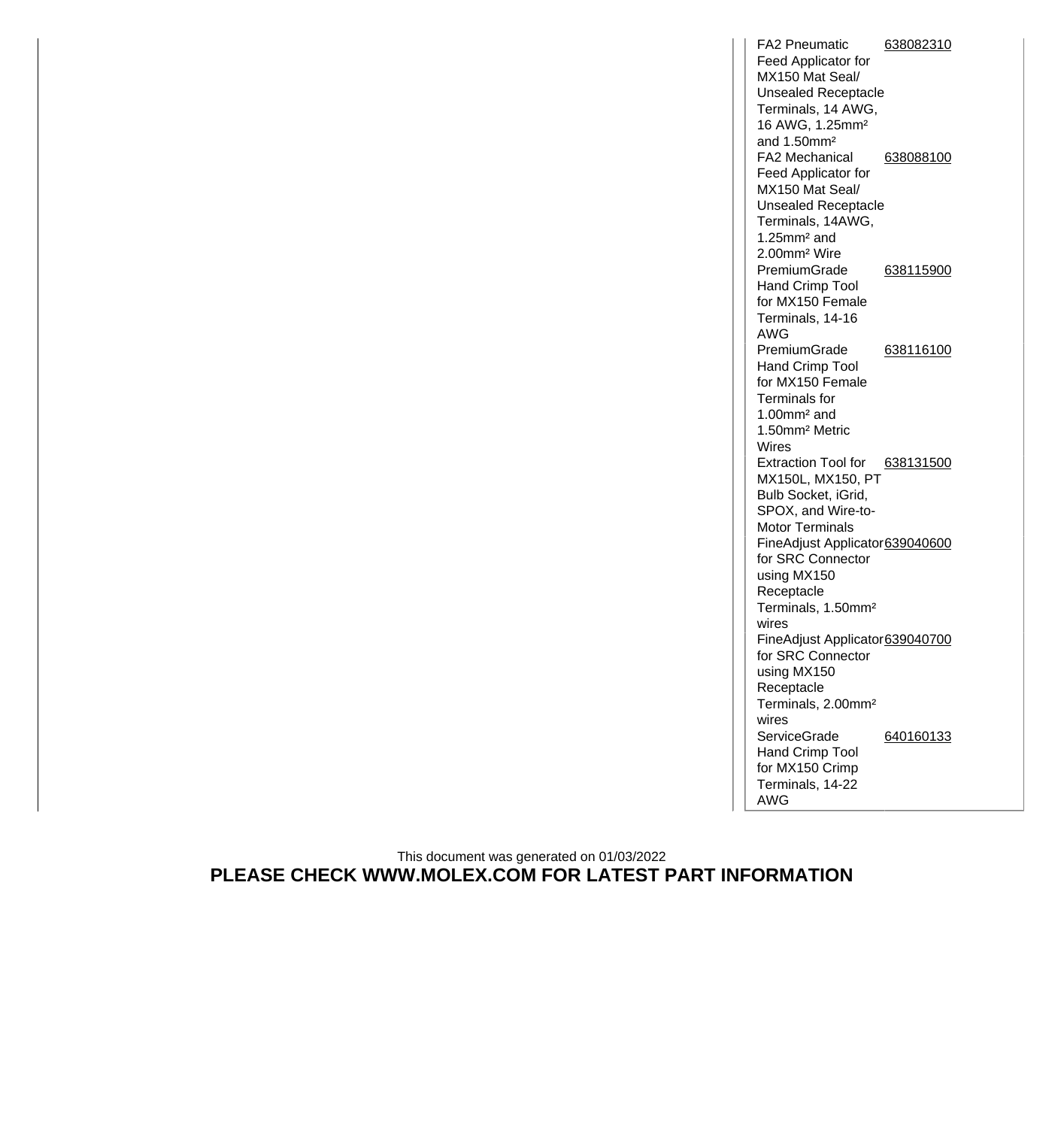| | |
|---|---|
| FA2 Pneumatic Feed Applicator for MX150 Mat Seal/ Unsealed Receptacle Terminals, 14 AWG, 16 AWG, 1.25mm² and 1.50mm² | 638082310 |
| FA2 Mechanical Feed Applicator for MX150 Mat Seal/ Unsealed Receptacle Terminals, 14AWG, 1.25mm² and 2.00mm² Wire | 638088100 |
| PremiumGrade Hand Crimp Tool for MX150 Female Terminals, 14-16 AWG | 638115900 |
| PremiumGrade Hand Crimp Tool for MX150 Female Terminals for 1.00mm² and 1.50mm² Metric Wires | 638116100 |
| Extraction Tool for MX150L, MX150, PT Bulb Socket, iGrid, SPOX, and Wire-to-Motor Terminals | 638131500 |
| FineAdjust Applicator for SRC Connector using MX150 Receptacle Terminals, 1.50mm² wires | 639040600 |
| FineAdjust Applicator for SRC Connector using MX150 Receptacle Terminals, 2.00mm² wires | 639040700 |
| ServiceGrade Hand Crimp Tool for MX150 Crimp Terminals, 14-22 AWG | 640160133 |

This document was generated on 01/03/2022

**PLEASE CHECK WWW.MOLEX.COM FOR LATEST PART INFORMATION**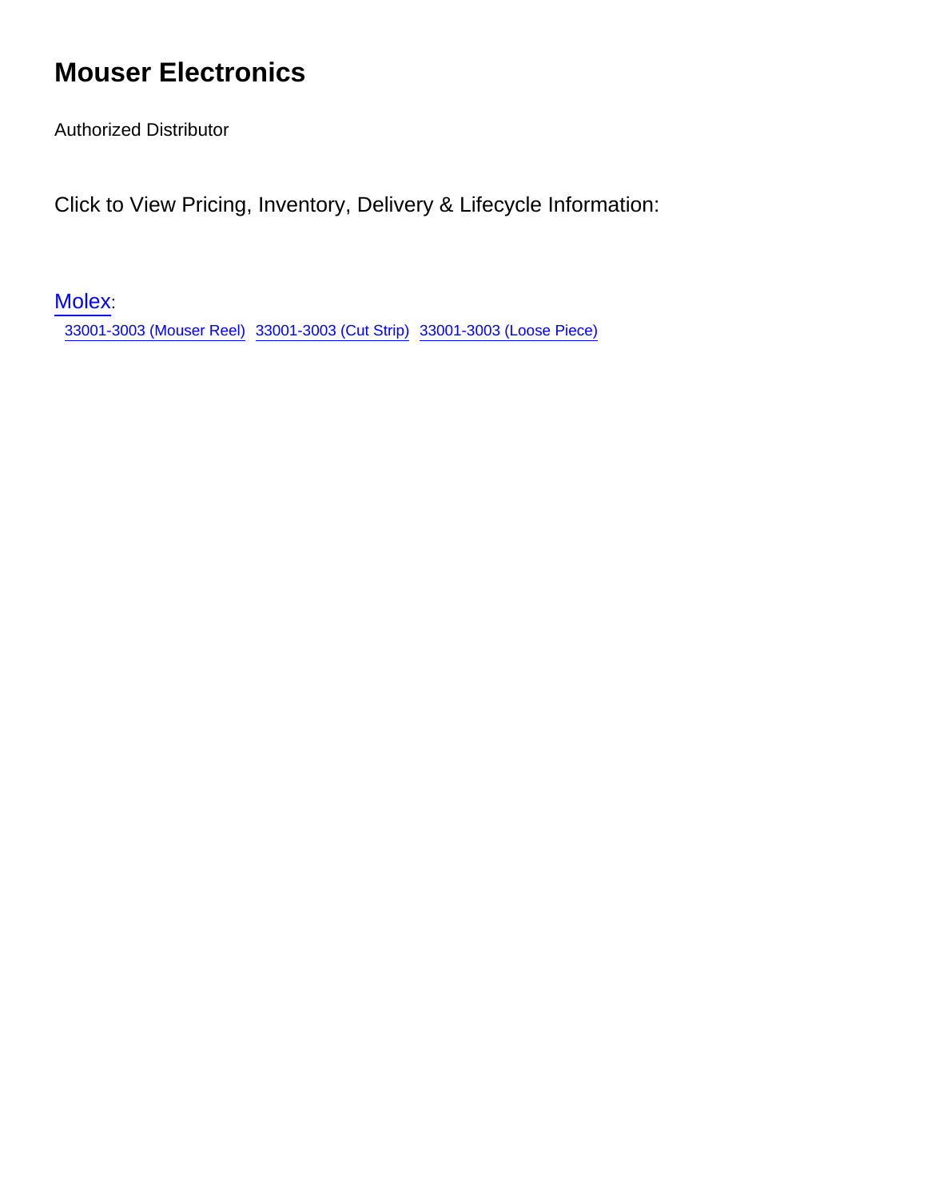# Mouser Electronics

Authorized Distributor

Click to View Pricing, Inventory, Delivery & Lifecycle Information:

Molex:

33001-3003 (Mouser Reel) 33001-3003 (Cut Strip) 33001-3003 (Loose Piece)